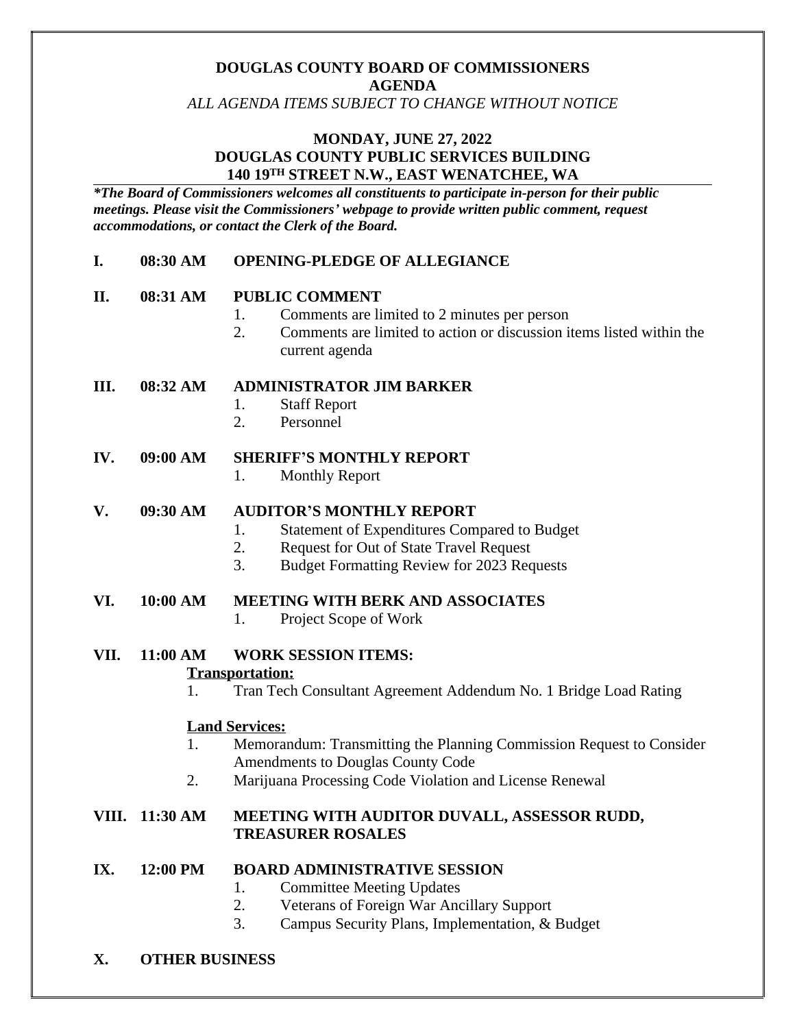**DOUGLAS COUNTY BOARD OF COMMISSIONERS**
**AGENDA**
*ALL AGENDA ITEMS SUBJECT TO CHANGE WITHOUT NOTICE*

**MONDAY, JUNE 27, 2022**
**DOUGLAS COUNTY PUBLIC SERVICES BUILDING**
**140 19TH STREET N.W., EAST WENATCHEE, WA**

***The Board of Commissioners welcomes all constituents to participate in-person for their public meetings. Please visit the Commissioners' webpage to provide written public comment, request accommodations, or contact the Clerk of the Board.***

**I. 08:30 AM OPENING-PLEDGE OF ALLEGIANCE**

**II. 08:31 AM PUBLIC COMMENT**

1. Comments are limited to 2 minutes per person
2. Comments are limited to action or discussion items listed within the current agenda

**III. 08:32 AM ADMINISTRATOR JIM BARKER**

1. Staff Report
2. Personnel

**IV. 09:00 AM SHERIFF'S MONTHLY REPORT**

1. Monthly Report

**V. 09:30 AM AUDITOR'S MONTHLY REPORT**

1. Statement of Expenditures Compared to Budget
2. Request for Out of State Travel Request
3. Budget Formatting Review for 2023 Requests

**VI. 10:00 AM MEETING WITH BERK AND ASSOCIATES**

1. Project Scope of Work

**VII. 11:00 AM WORK SESSION ITEMS:**

**Transportation:**

1. Tran Tech Consultant Agreement Addendum No. 1 Bridge Load Rating

**Land Services:**

1. Memorandum: Transmitting the Planning Commission Request to Consider Amendments to Douglas County Code
2. Marijuana Processing Code Violation and License Renewal

**VIII. 11:30 AM MEETING WITH AUDITOR DUVALL, ASSESSOR RUDD, TREASURER ROSALES**

**IX. 12:00 PM BOARD ADMINISTRATIVE SESSION**

1. Committee Meeting Updates
2. Veterans of Foreign War Ancillary Support
3. Campus Security Plans, Implementation, & Budget

**X. OTHER BUSINESS**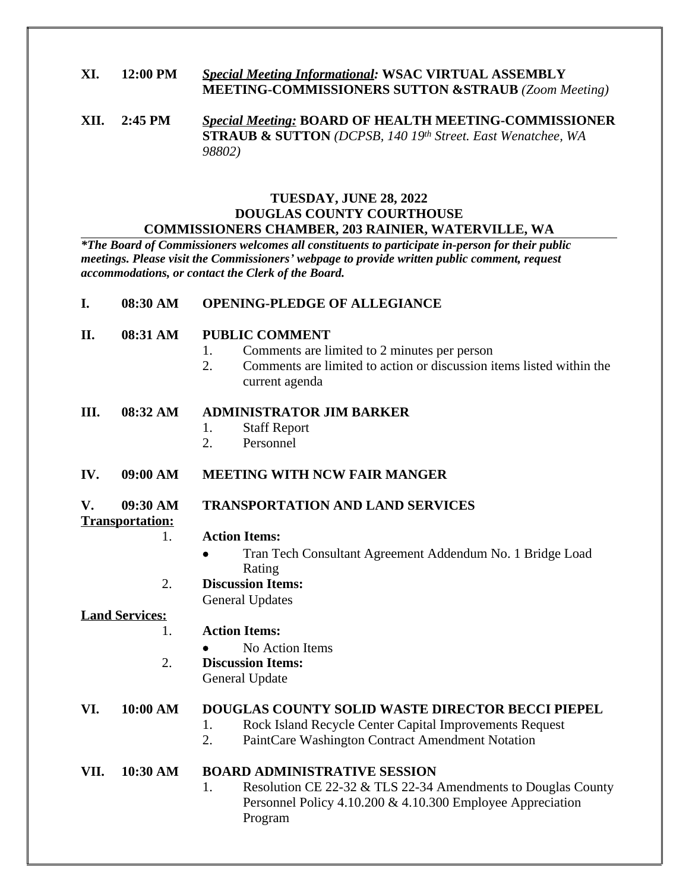**XI. 12:00 PM** ***Special Meeting Informational:*** **WSAC VIRTUAL ASSEMBLY MEETING-COMMISSIONERS SUTTON &STRAUB** *(Zoom Meeting)*

**XII. 2:45 PM** ***Special Meeting:*** **BOARD OF HEALTH MEETING-COMMISSIONER STRAUB & SUTTON** *(DCPSB, 140 19th Street. East Wenatchee, WA 98802)*

## TUESDAY, JUNE 28, 2022
## DOUGLAS COUNTY COURTHOUSE
## COMMISSIONERS CHAMBER, 203 RAINIER, WATERVILLE, WA

***The Board of Commissioners welcomes all constituents to participate in-person for their public meetings. Please visit the Commissioners' webpage to provide written public comment, request accommodations, or contact the Clerk of the Board.***

**I. 08:30 AM OPENING-PLEDGE OF ALLEGIANCE**

**II. 08:31 AM PUBLIC COMMENT**

1. Comments are limited to 2 minutes per person
2. Comments are limited to action or discussion items listed within the current agenda

**III. 08:32 AM ADMINISTRATOR JIM BARKER**

1. Staff Report
2. Personnel

**IV. 09:00 AM MEETING WITH NCW FAIR MANGER**

**V. 09:30 AM TRANSPORTATION AND LAND SERVICES**

**Transportation:**

1. **Action Items:**
   - Tran Tech Consultant Agreement Addendum No. 1 Bridge Load Rating
2. **Discussion Items:**
   General Updates

**Land Services:**

1. **Action Items:**
   - No Action Items
2. **Discussion Items:**
   General Update

**VI. 10:00 AM DOUGLAS COUNTY SOLID WASTE DIRECTOR BECCI PIEPEL**

1. Rock Island Recycle Center Capital Improvements Request
2. PaintCare Washington Contract Amendment Notation

**VII. 10:30 AM BOARD ADMINISTRATIVE SESSION**

1. Resolution CE 22-32 & TLS 22-34 Amendments to Douglas County Personnel Policy 4.10.200 & 4.10.300 Employee Appreciation Program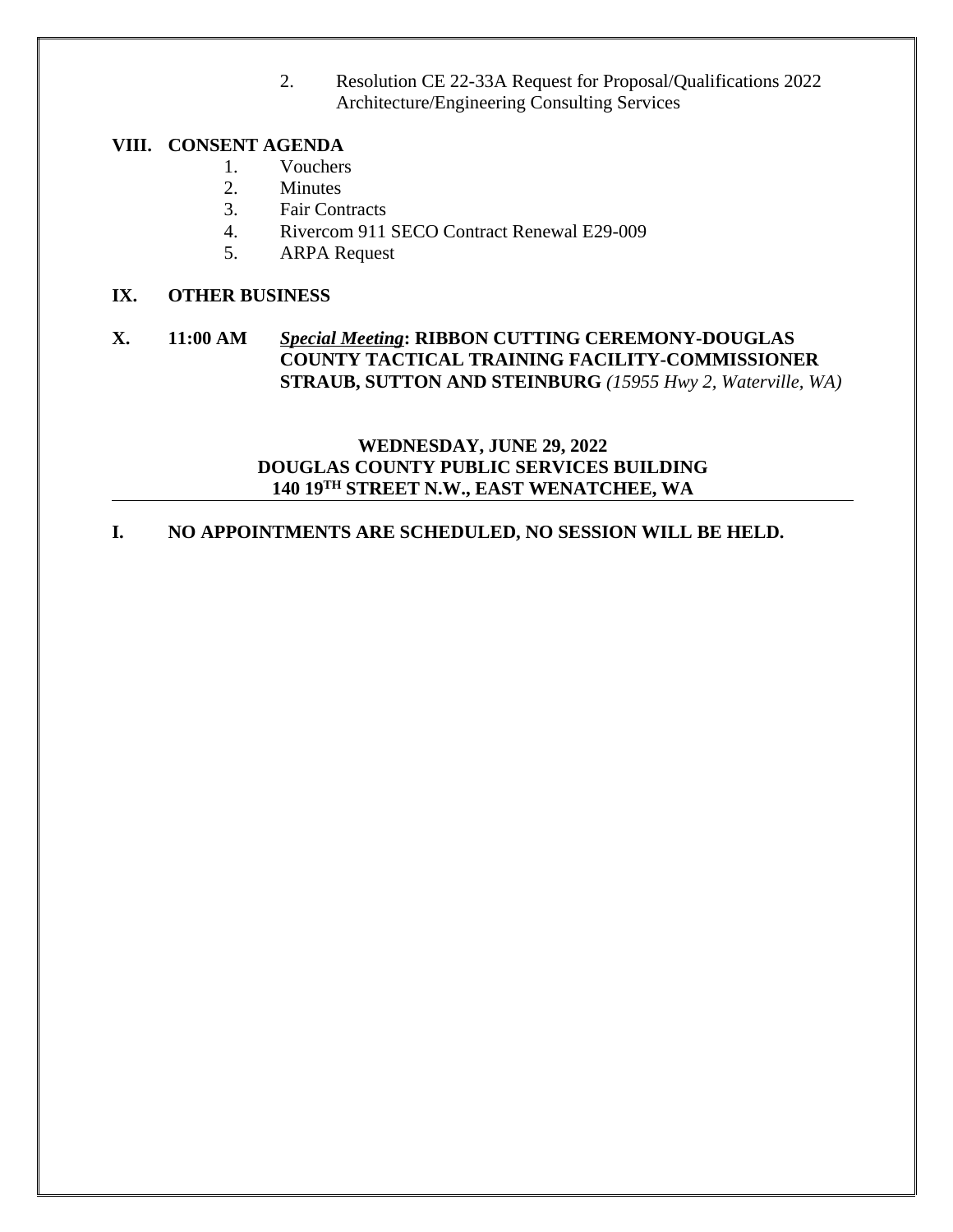2. Resolution CE 22-33A Request for Proposal/Qualifications 2022 Architecture/Engineering Consulting Services

**VIII. CONSENT AGENDA**

1. Vouchers
2. Minutes
3. Fair Contracts
4. Rivercom 911 SECO Contract Renewal E29-009
5. ARPA Request

**IX. OTHER BUSINESS**

**X. 11:00 AM** ***Special Meeting*****: RIBBON CUTTING CEREMONY-DOUGLAS COUNTY TACTICAL TRAINING FACILITY-COMMISSIONER STRAUB, SUTTON AND STEINBURG** *(15955 Hwy 2, Waterville, WA)*

**WEDNESDAY, JUNE 29, 2022**
**DOUGLAS COUNTY PUBLIC SERVICES BUILDING**
**140 19TH STREET N.W., EAST WENATCHEE, WA**

---

**I. NO APPOINTMENTS ARE SCHEDULED, NO SESSION WILL BE HELD.**